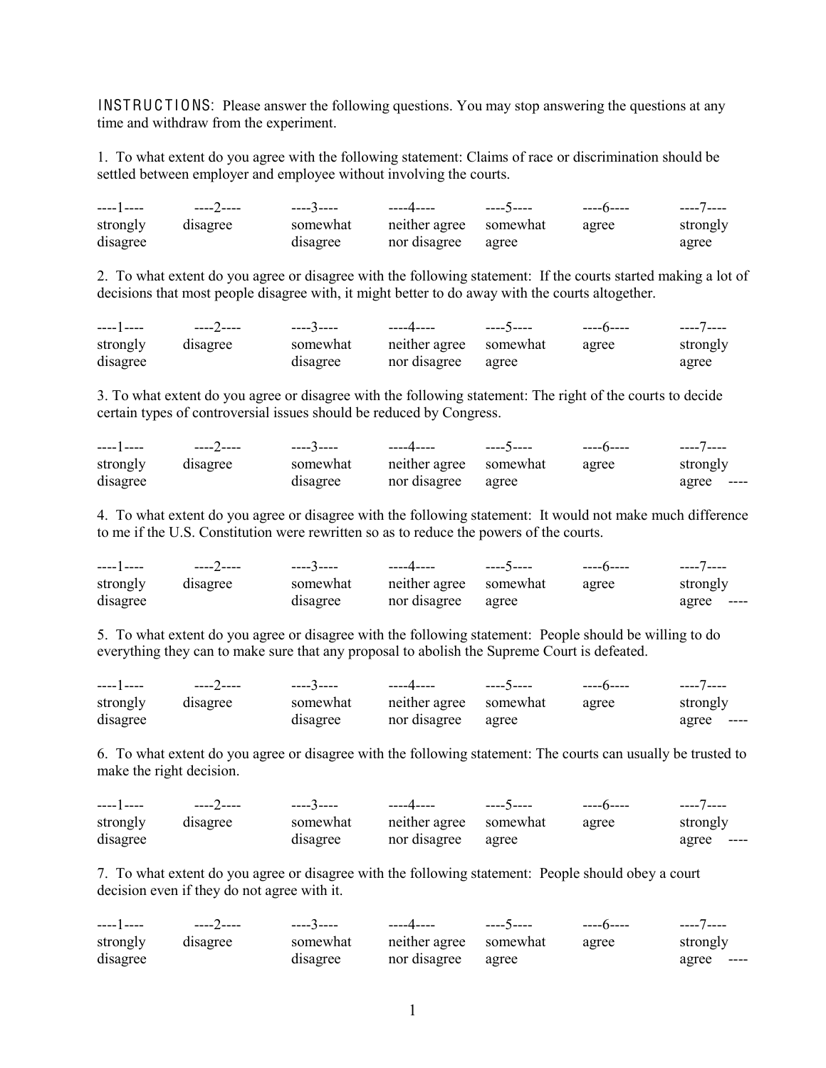INSTRUCTIONS: Please answer the following questions. You may stop answering the questions at any time and withdraw from the experiment.

1. To what extent do you agree with the following statement: Claims of race or discrimination should be settled between employer and employee without involving the courts.

| ----1---- | ----2---- | ----3---- | ----4---- | ----5---- | ----6---- | ----7---- |
|---|---|---|---|---|---|---|
| strongly disagree | disagree | somewhat disagree | neither agree nor disagree | somewhat agree | agree | strongly agree |

2. To what extent do you agree or disagree with the following statement: If the courts started making a lot of decisions that most people disagree with, it might better to do away with the courts altogether.

| ----1---- | ----2---- | ----3---- | ----4---- | ----5---- | ----6---- | ----7---- |
|---|---|---|---|---|---|---|
| strongly disagree | disagree | somewhat disagree | neither agree nor disagree | somewhat agree | agree | strongly agree |

3. To what extent do you agree or disagree with the following statement: The right of the courts to decide certain types of controversial issues should be reduced by Congress.

| ----1---- | ----2---- | ----3---- | ----4---- | ----5---- | ----6---- | ----7---- |
|---|---|---|---|---|---|---|
| strongly disagree | disagree | somewhat disagree | neither agree nor disagree | somewhat agree | agree | strongly agree ---- |

4. To what extent do you agree or disagree with the following statement: It would not make much difference to me if the U.S. Constitution were rewritten so as to reduce the powers of the courts.

| ----1---- | ----2---- | ----3---- | ----4---- | ----5---- | ----6---- | ----7---- |
|---|---|---|---|---|---|---|
| strongly disagree | disagree | somewhat disagree | neither agree nor disagree | somewhat agree | agree | strongly agree ---- |

5. To what extent do you agree or disagree with the following statement: People should be willing to do everything they can to make sure that any proposal to abolish the Supreme Court is defeated.

| ----1---- | ----2---- | ----3---- | ----4---- | ----5---- | ----6---- | ----7---- |
|---|---|---|---|---|---|---|
| strongly disagree | disagree | somewhat disagree | neither agree nor disagree | somewhat agree | agree | strongly agree ---- |

6. To what extent do you agree or disagree with the following statement: The courts can usually be trusted to make the right decision.

| ----1---- | ----2---- | ----3---- | ----4---- | ----5---- | ----6---- | ----7---- |
|---|---|---|---|---|---|---|
| strongly disagree | disagree | somewhat disagree | neither agree nor disagree | somewhat agree | agree | strongly agree ---- |

7. To what extent do you agree or disagree with the following statement: People should obey a court decision even if they do not agree with it.

| ----1---- | ----2---- | ----3---- | ----4---- | ----5---- | ----6---- | ----7---- |
|---|---|---|---|---|---|---|
| strongly disagree | disagree | somewhat disagree | neither agree nor disagree | somewhat agree | agree | strongly agree ---- |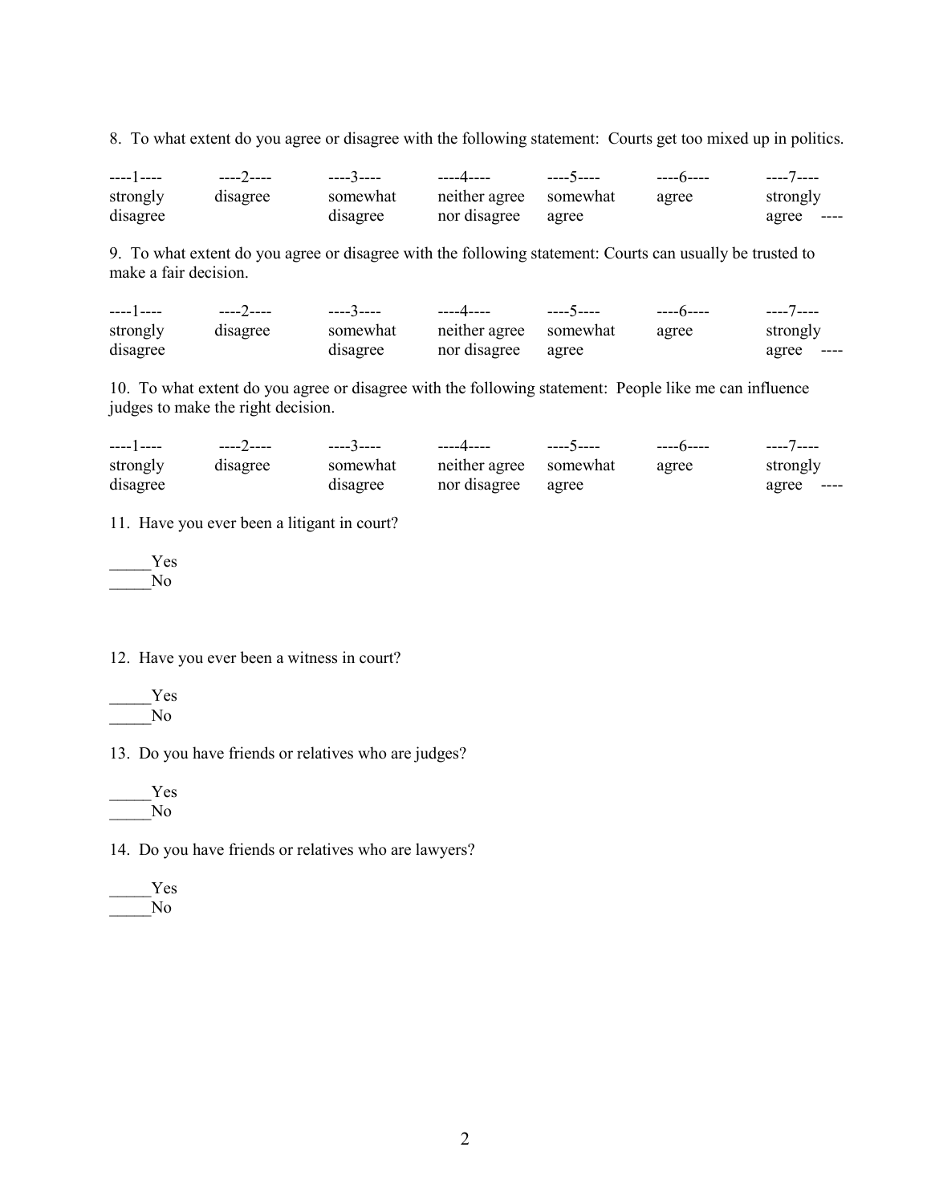8. To what extent do you agree or disagree with the following statement: Courts get too mixed up in politics.

| ----1---- | ----2---- | ----3---- | ----4---- | ----5---- | ----6---- | ----7---- |
|---|---|---|---|---|---|---|
| strongly disagree | disagree | somewhat disagree | neither agree nor disagree | somewhat agree | agree | strongly agree ---- |

9. To what extent do you agree or disagree with the following statement: Courts can usually be trusted to make a fair decision.

| ----1---- | ----2---- | ----3---- | ----4---- | ----5---- | ----6---- | ----7---- |
|---|---|---|---|---|---|---|
| strongly disagree | disagree | somewhat disagree | neither agree nor disagree | somewhat agree | agree | strongly agree ---- |

10. To what extent do you agree or disagree with the following statement: People like me can influence judges to make the right decision.

| ----1---- | ----2---- | ----3---- | ----4---- | ----5---- | ----6---- | ----7---- |
|---|---|---|---|---|---|---|
| strongly disagree | disagree | somewhat disagree | neither agree nor disagree | somewhat agree | agree | strongly agree ---- |

11. Have you ever been a litigant in court?

_____Yes
_____No

12. Have you ever been a witness in court?

_____Yes
_____No

13. Do you have friends or relatives who are judges?

_____Yes
_____No

14. Do you have friends or relatives who are lawyers?

_____Yes
_____No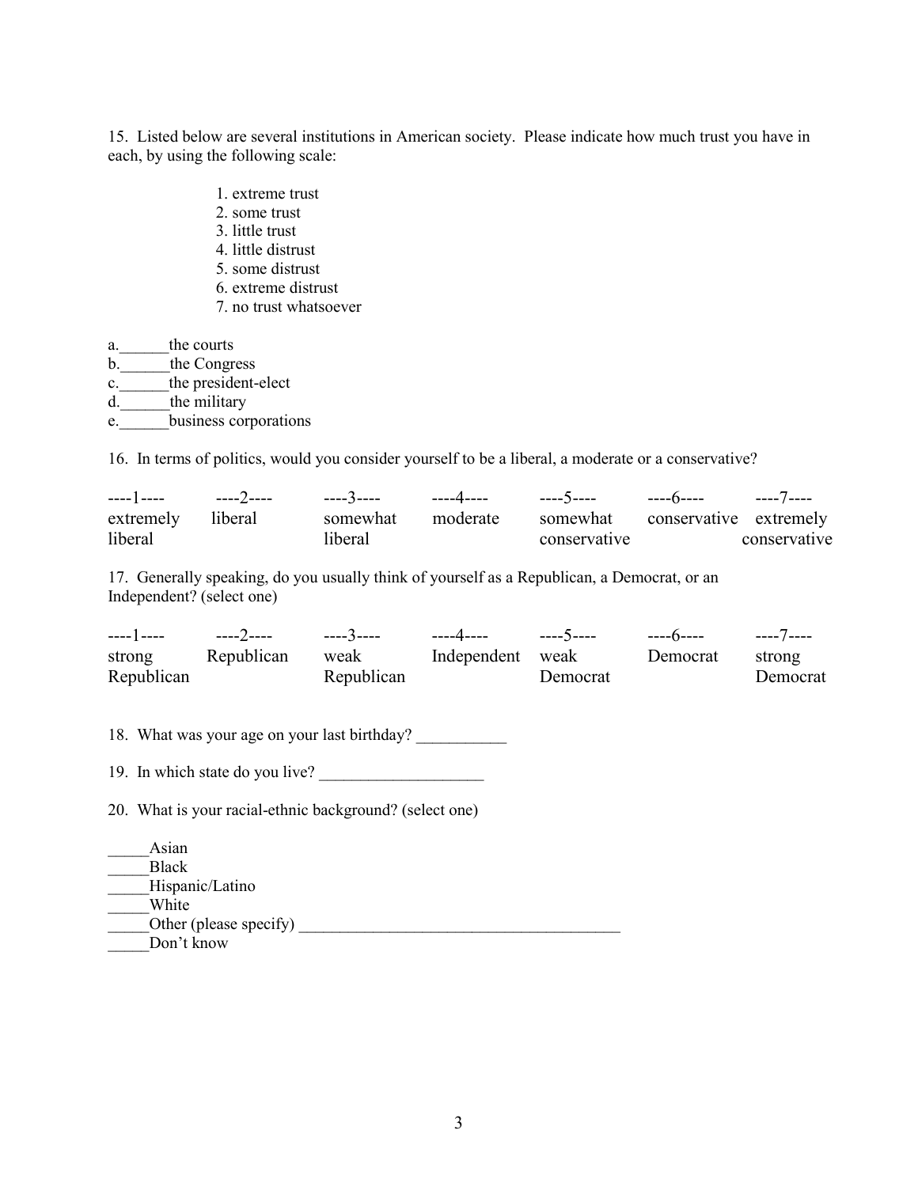15. Listed below are several institutions in American society. Please indicate how much trust you have in each, by using the following scale:

1. extreme trust
2. some trust
3. little trust
4. little distrust
5. some distrust
6. extreme distrust
7. no trust whatsoever

a.______the courts
b.______the Congress
c.______the president-elect
d.______the military
e.______business corporations

16. In terms of politics, would you consider yourself to be a liberal, a moderate or a conservative?

| ----1---- | ----2---- | ----3---- | ----4---- | ----5---- | ----6---- | ----7---- |
|---|---|---|---|---|---|---|
| extremely liberal | liberal | somewhat liberal | moderate | somewhat conservative | conservative | extremely conservative |

17. Generally speaking, do you usually think of yourself as a Republican, a Democrat, or an Independent? (select one)

| ----1---- | ----2---- | ----3---- | ----4---- | ----5---- | ----6---- | ----7---- |
|---|---|---|---|---|---|---|
| strong Republican | Republican | weak Republican | Independent | weak Democrat | Democrat | strong Democrat |

18. What was your age on your last birthday? ___________

19. In which state do you live? ____________________

20. What is your racial-ethnic background? (select one)

_____Asian
_____Black
_____Hispanic/Latino
_____White
_____Other (please specify) ________________________________________
_____Don't know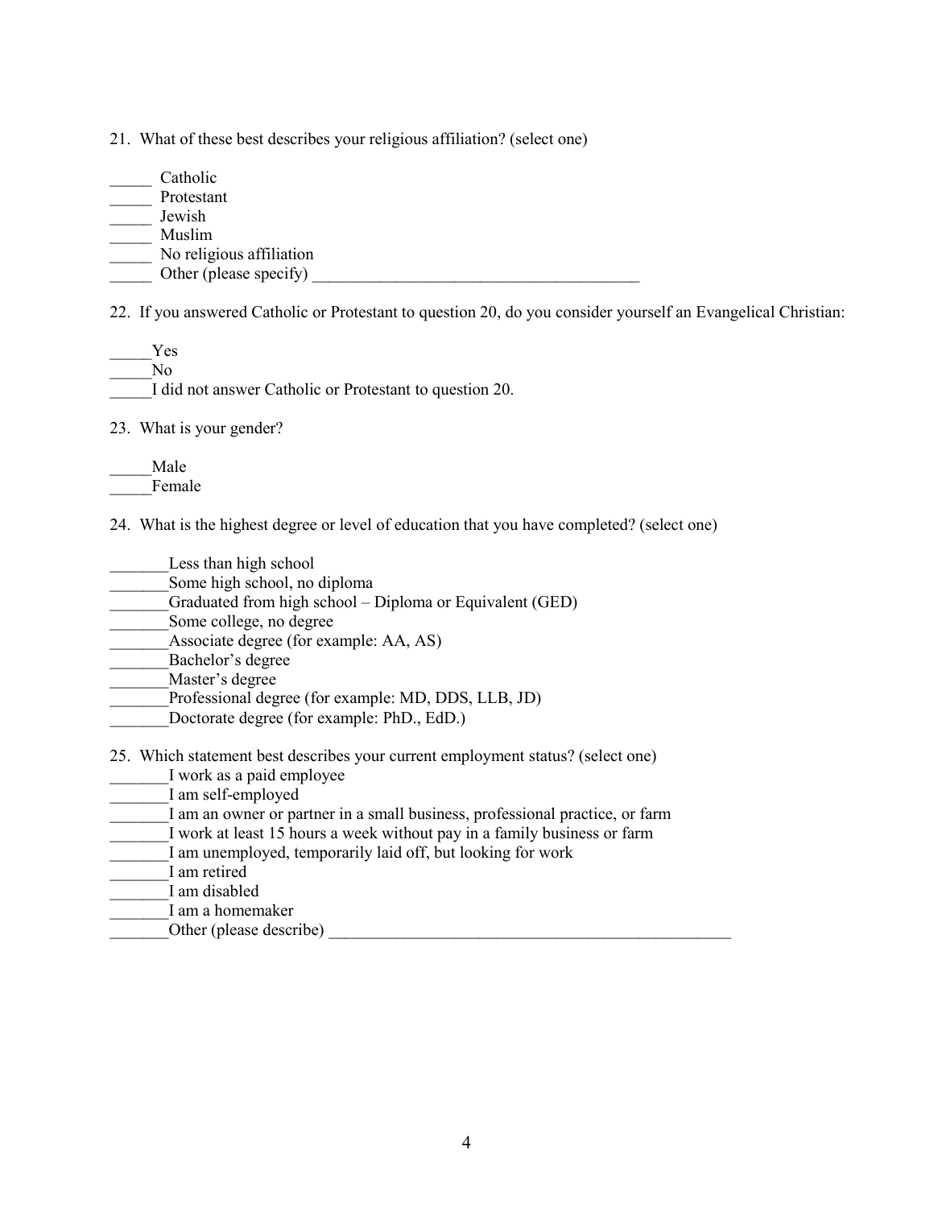21. What of these best describes your religious affiliation? (select one)

_____ Catholic
_____ Protestant
_____ Jewish
_____ Muslim
_____ No religious affiliation
_____ Other (please specify) ________________________________________

22. If you answered Catholic or Protestant to question 20, do you consider yourself an Evangelical Christian:

_____Yes
_____No
_____I did not answer Catholic or Protestant to question 20.

23. What is your gender?

_____Male
_____Female

24. What is the highest degree or level of education that you have completed? (select one)

_______Less than high school
_______Some high school, no diploma
_______Graduated from high school – Diploma or Equivalent (GED)
_______Some college, no degree
_______Associate degree (for example: AA, AS)
_______Bachelor's degree
_______Master's degree
_______Professional degree (for example: MD, DDS, LLB, JD)
_______Doctorate degree (for example: PhD., EdD.)

25. Which statement best describes your current employment status? (select one)

_______I work as a paid employee
_______I am self-employed
_______I am an owner or partner in a small business, professional practice, or farm
_______I work at least 15 hours a week without pay in a family business or farm
_______I am unemployed, temporarily laid off, but looking for work
_______I am retired
_______I am disabled
_______I am a homemaker
_______Other (please describe) __________________________________________________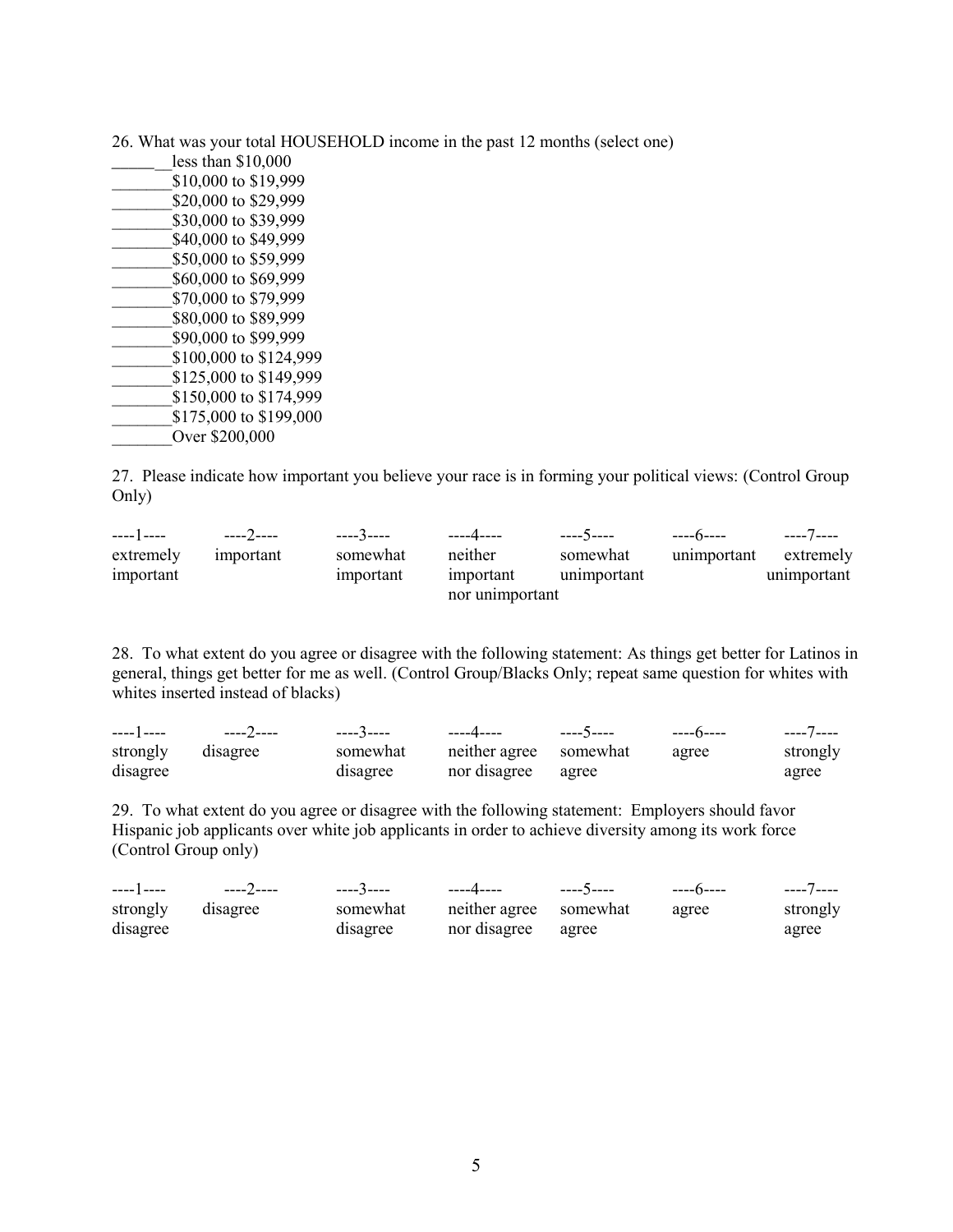26. What was your total HOUSEHOLD income in the past 12 months (select one)

______less than $10,000
_______$10,000 to $19,999
_______$20,000 to $29,999
_______$30,000 to $39,999
_______$40,000 to $49,999
_______$50,000 to $59,999
_______$60,000 to $69,999
_______$70,000 to $79,999
_______$80,000 to $89,999
_______$90,000 to $99,999
_______$100,000 to $124,999
_______$125,000 to $149,999
_______$150,000 to $174,999
_______$175,000 to $199,000
_______Over $200,000

27. Please indicate how important you believe your race is in forming your political views: (Control Group Only)

| ----1---- | ----2---- | ----3---- | ----4---- | ----5---- | ----6---- | ----7---- |
|---|---|---|---|---|---|---|
| extremely important | important | somewhat important | neither important nor unimportant | somewhat unimportant | unimportant | extremely unimportant |

28. To what extent do you agree or disagree with the following statement: As things get better for Latinos in general, things get better for me as well. (Control Group/Blacks Only; repeat same question for whites with whites inserted instead of blacks)

| ----1---- | ----2---- | ----3---- | ----4---- | ----5---- | ----6---- | ----7---- |
|---|---|---|---|---|---|---|
| strongly disagree | disagree | somewhat disagree | neither agree nor disagree | somewhat agree | agree | strongly agree |

29. To what extent do you agree or disagree with the following statement: Employers should favor Hispanic job applicants over white job applicants in order to achieve diversity among its work force (Control Group only)

| ----1---- | ----2---- | ----3---- | ----4---- | ----5---- | ----6---- | ----7---- |
|---|---|---|---|---|---|---|
| strongly disagree | disagree | somewhat disagree | neither agree nor disagree | somewhat agree | agree | strongly agree |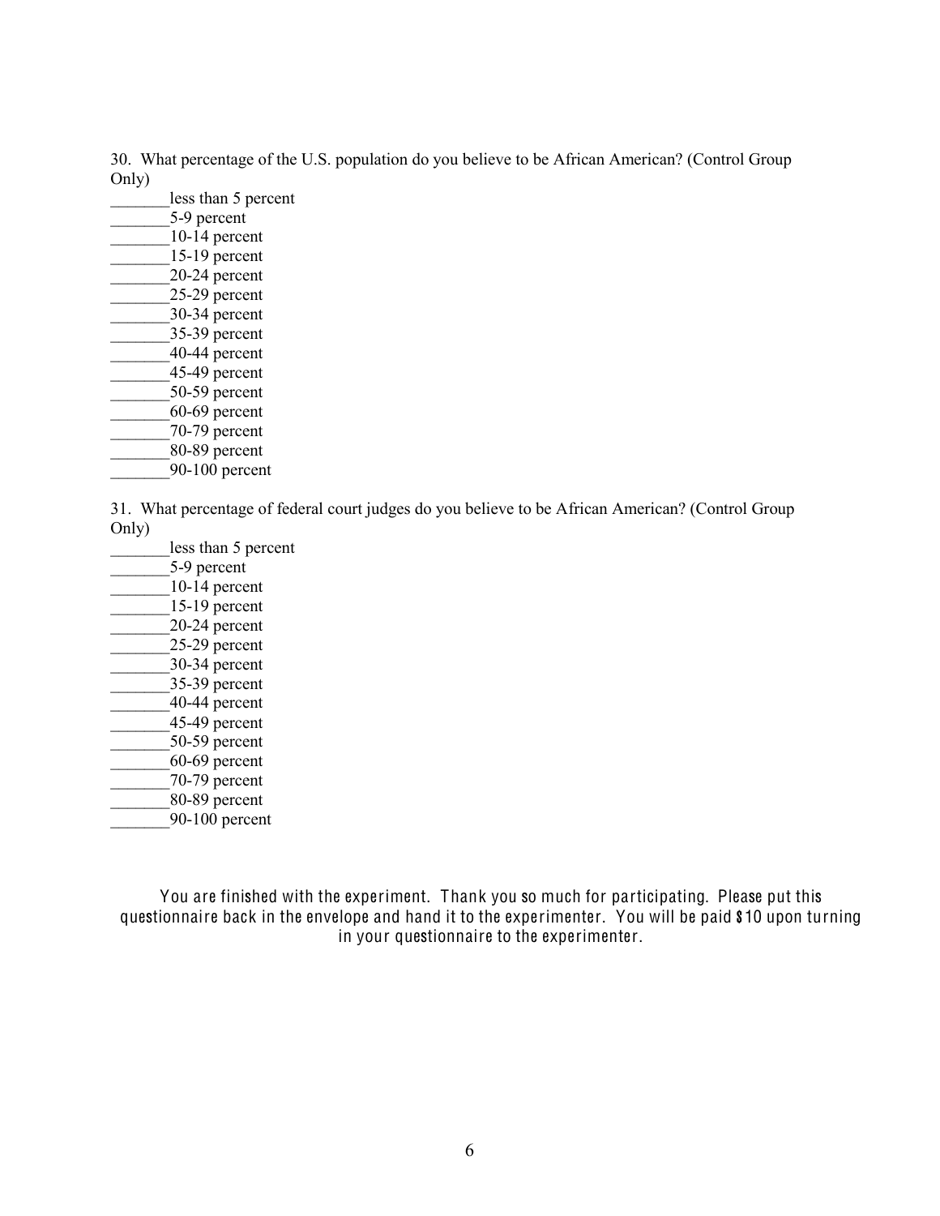30. What percentage of the U.S. population do you believe to be African American? (Control Group Only)

_______less than 5 percent
_______5-9 percent
_______10-14 percent
_______15-19 percent
_______20-24 percent
_______25-29 percent
_______30-34 percent
_______35-39 percent
_______40-44 percent
_______45-49 percent
_______50-59 percent
_______60-69 percent
_______70-79 percent
_______80-89 percent
_______90-100 percent

31. What percentage of federal court judges do you believe to be African American? (Control Group Only)

_______less than 5 percent
_______5-9 percent
_______10-14 percent
_______15-19 percent
_______20-24 percent
_______25-29 percent
_______30-34 percent
_______35-39 percent
_______40-44 percent
_______45-49 percent
_______50-59 percent
_______60-69 percent
_______70-79 percent
_______80-89 percent
_______90-100 percent

You are finished with the experiment. Thank you so much for participating. Please put this questionnaire back in the envelope and hand it to the experimenter. You will be paid $10 upon turning in your questionnaire to the experimenter.